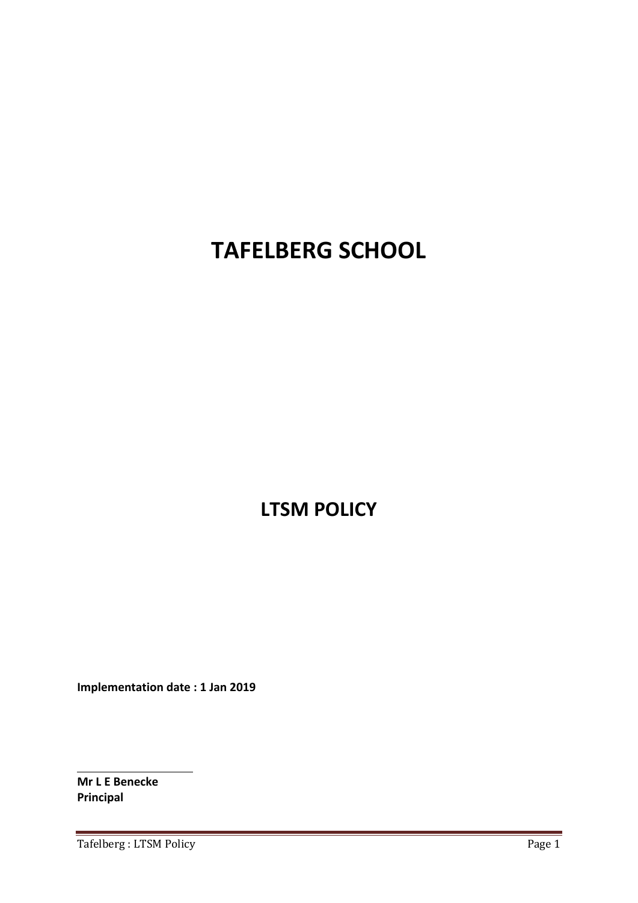# TAFELBERG SCHOOL

# LTSM POLICY

**Implementation date : 1 Jan 2019**

**Mr L E Benecke**
**Principal**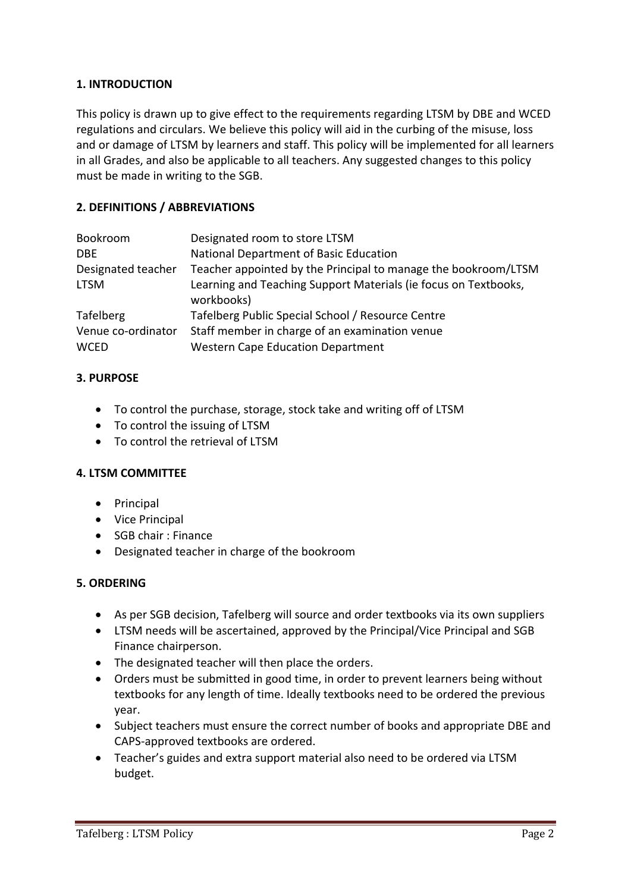## 1. INTRODUCTION

This policy is drawn up to give effect to the requirements regarding LTSM by DBE and WCED regulations and circulars. We believe this policy will aid in the curbing of the misuse, loss and or damage of LTSM by learners and staff. This policy will be implemented for all learners in all Grades, and also be applicable to all teachers. Any suggested changes to this policy must be made in writing to the SGB.

## 2. DEFINITIONS / ABBREVIATIONS

| | |
|---|---|
| Bookroom | Designated room to store LTSM |
| DBE | National Department of Basic Education |
| Designated teacher | Teacher appointed by the Principal to manage the bookroom/LTSM |
| LTSM | Learning and Teaching Support Materials (ie focus on Textbooks, workbooks) |
| Tafelberg | Tafelberg Public Special School / Resource Centre |
| Venue co-ordinator | Staff member in charge of an examination venue |
| WCED | Western Cape Education Department |

## 3. PURPOSE

- To control the purchase, storage, stock take and writing off of LTSM
- To control the issuing of LTSM
- To control the retrieval of LTSM

## 4. LTSM COMMITTEE

- Principal
- Vice Principal
- SGB chair : Finance
- Designated teacher in charge of the bookroom

## 5. ORDERING

- As per SGB decision, Tafelberg will source and order textbooks via its own suppliers
- LTSM needs will be ascertained, approved by the Principal/Vice Principal and SGB Finance chairperson.
- The designated teacher will then place the orders.
- Orders must be submitted in good time, in order to prevent learners being without textbooks for any length of time. Ideally textbooks need to be ordered the previous year.
- Subject teachers must ensure the correct number of books and appropriate DBE and CAPS-approved textbooks are ordered.
- Teacher's guides and extra support material also need to be ordered via LTSM budget.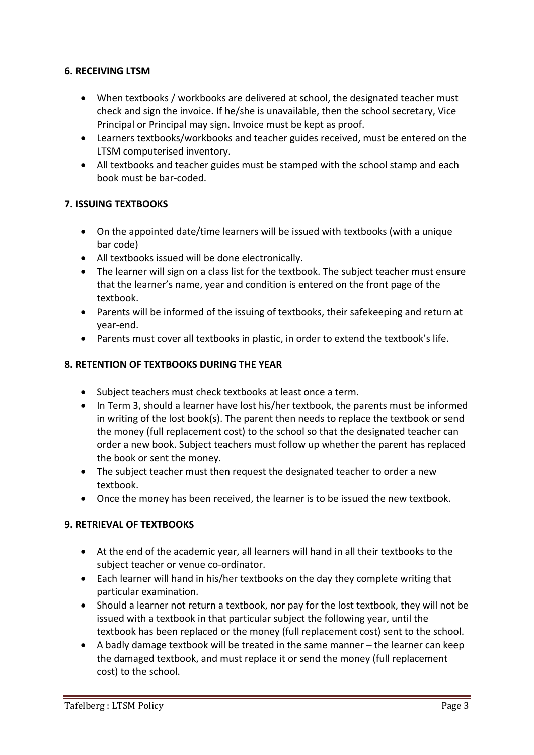**6. RECEIVING LTSM**

- When textbooks / workbooks are delivered at school, the designated teacher must check and sign the invoice. If he/she is unavailable, then the school secretary, Vice Principal or Principal may sign. Invoice must be kept as proof.
- Learners textbooks/workbooks and teacher guides received, must be entered on the LTSM computerised inventory.
- All textbooks and teacher guides must be stamped with the school stamp and each book must be bar-coded.

**7. ISSUING TEXTBOOKS**

- On the appointed date/time learners will be issued with textbooks (with a unique bar code)
- All textbooks issued will be done electronically.
- The learner will sign on a class list for the textbook. The subject teacher must ensure that the learner's name, year and condition is entered on the front page of the textbook.
- Parents will be informed of the issuing of textbooks, their safekeeping and return at year-end.
- Parents must cover all textbooks in plastic, in order to extend the textbook's life.

**8. RETENTION OF TEXTBOOKS DURING THE YEAR**

- Subject teachers must check textbooks at least once a term.
- In Term 3, should a learner have lost his/her textbook, the parents must be informed in writing of the lost book(s). The parent then needs to replace the textbook or send the money (full replacement cost) to the school so that the designated teacher can order a new book. Subject teachers must follow up whether the parent has replaced the book or sent the money.
- The subject teacher must then request the designated teacher to order a new textbook.
- Once the money has been received, the learner is to be issued the new textbook.

**9. RETRIEVAL OF TEXTBOOKS**

- At the end of the academic year, all learners will hand in all their textbooks to the subject teacher or venue co-ordinator.
- Each learner will hand in his/her textbooks on the day they complete writing that particular examination.
- Should a learner not return a textbook, nor pay for the lost textbook, they will not be issued with a textbook in that particular subject the following year, until the textbook has been replaced or the money (full replacement cost) sent to the school.
- A badly damage textbook will be treated in the same manner – the learner can keep the damaged textbook, and must replace it or send the money (full replacement cost) to the school.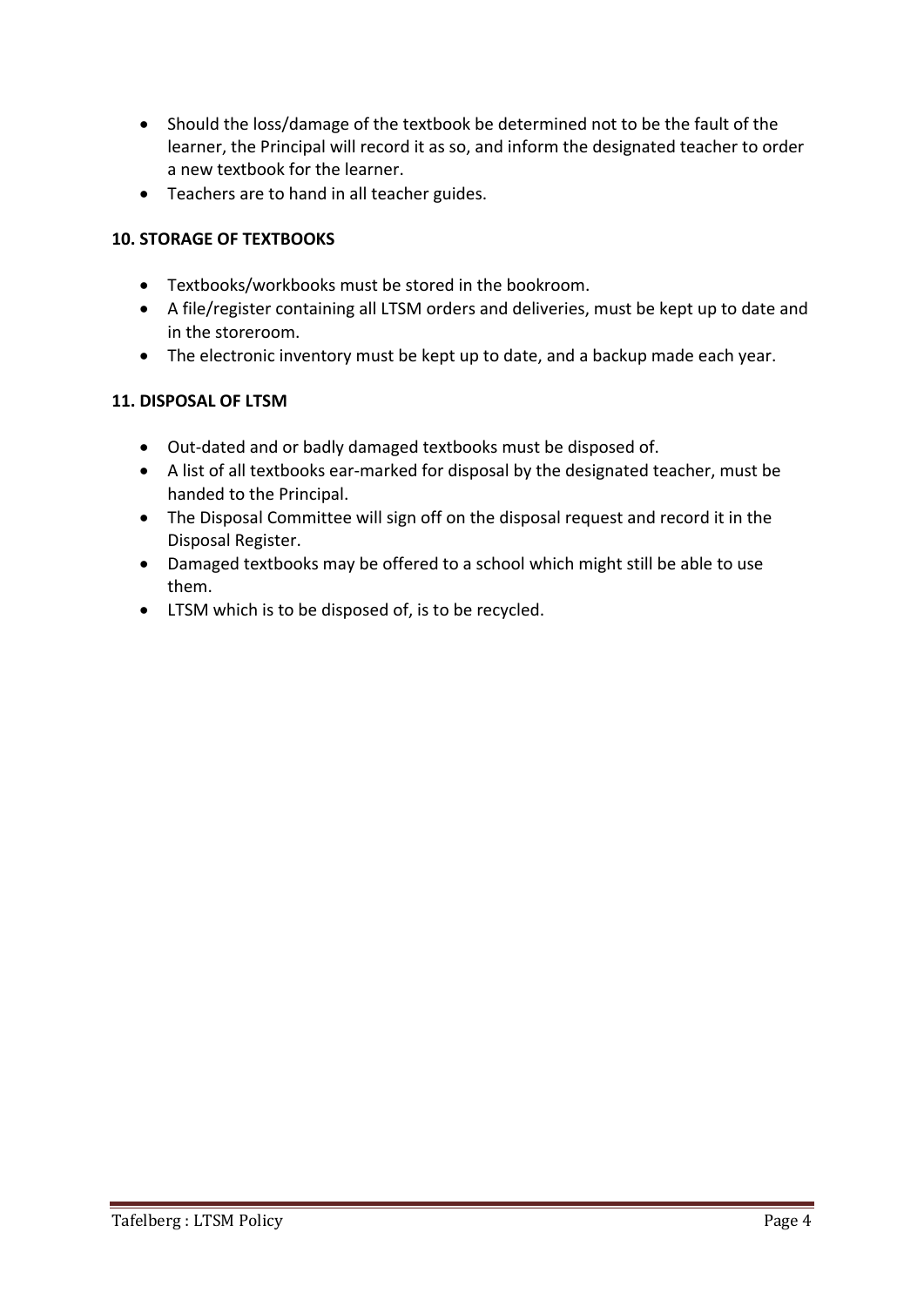- Should the loss/damage of the textbook be determined not to be the fault of the learner, the Principal will record it as so, and inform the designated teacher to order a new textbook for the learner.
- Teachers are to hand in all teacher guides.

**10. STORAGE OF TEXTBOOKS**

- Textbooks/workbooks must be stored in the bookroom.
- A file/register containing all LTSM orders and deliveries, must be kept up to date and in the storeroom.
- The electronic inventory must be kept up to date, and a backup made each year.

**11. DISPOSAL OF LTSM**

- Out-dated and or badly damaged textbooks must be disposed of.
- A list of all textbooks ear-marked for disposal by the designated teacher, must be handed to the Principal.
- The Disposal Committee will sign off on the disposal request and record it in the Disposal Register.
- Damaged textbooks may be offered to a school which might still be able to use them.
- LTSM which is to be disposed of, is to be recycled.